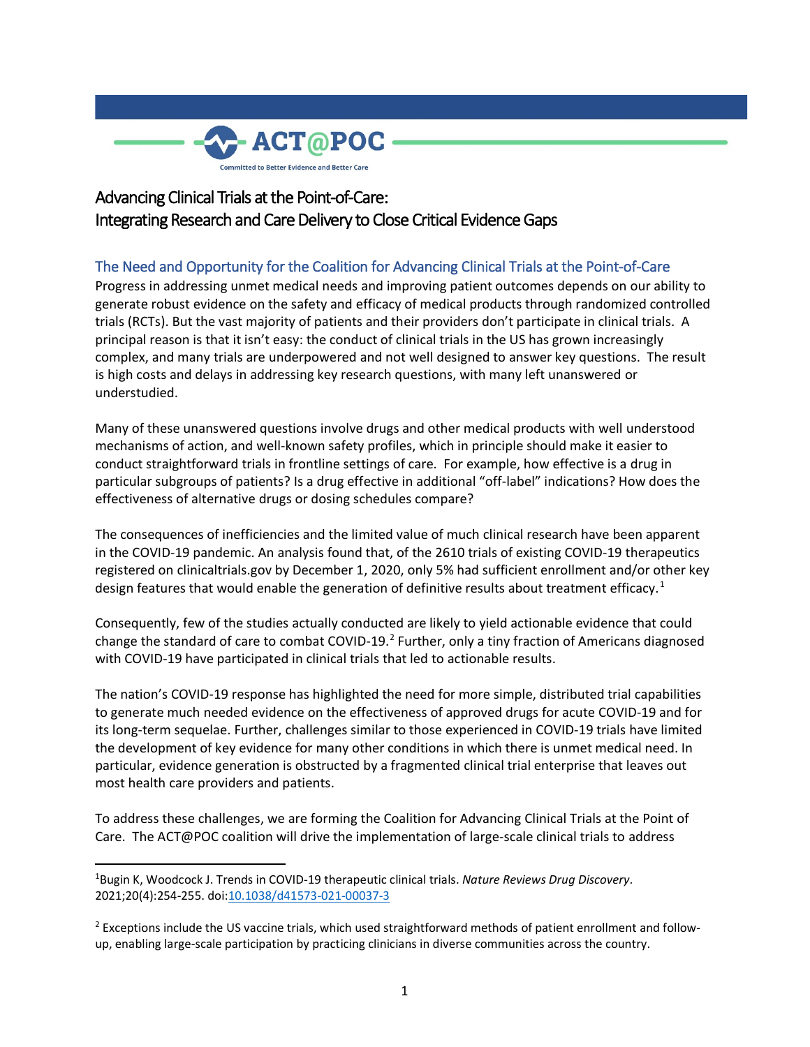ACT@POC

Committed to Better Evidence and Better Care

# Advancing Clinical Trials at the Point-of-Care: Integrating Research and Care Delivery to Close Critical Evidence Gaps

## The Need and Opportunity for the Coalition for Advancing Clinical Trials at the Point-of-Care

Progress in addressing unmet medical needs and improving patient outcomes depends on our ability to generate robust evidence on the safety and efficacy of medical products through randomized controlled trials (RCTs). But the vast majority of patients and their providers don't participate in clinical trials. A principal reason is that it isn't easy: the conduct of clinical trials in the US has grown increasingly complex, and many trials are underpowered and not well designed to answer key questions. The result is high costs and delays in addressing key research questions, with many left unanswered or understudied.

Many of these unanswered questions involve drugs and other medical products with well understood mechanisms of action, and well-known safety profiles, which in principle should make it easier to conduct straightforward trials in frontline settings of care. For example, how effective is a drug in particular subgroups of patients? Is a drug effective in additional "off-label" indications? How does the effectiveness of alternative drugs or dosing schedules compare?

The consequences of inefficiencies and the limited value of much clinical research have been apparent in the COVID-19 pandemic. An analysis found that, of the 2610 trials of existing COVID-19 therapeutics registered on clinicaltrials.gov by December 1, 2020, only 5% had sufficient enrollment and/or other key design features that would enable the generation of definitive results about treatment efficacy.[1]

Consequently, few of the studies actually conducted are likely to yield actionable evidence that could change the standard of care to combat COVID-19.[2] Further, only a tiny fraction of Americans diagnosed with COVID-19 have participated in clinical trials that led to actionable results.

The nation's COVID-19 response has highlighted the need for more simple, distributed trial capabilities to generate much needed evidence on the effectiveness of approved drugs for acute COVID-19 and for its long-term sequelae. Further, challenges similar to those experienced in COVID-19 trials have limited the development of key evidence for many other conditions in which there is unmet medical need. In particular, evidence generation is obstructed by a fragmented clinical trial enterprise that leaves out most health care providers and patients.

To address these challenges, we are forming the Coalition for Advancing Clinical Trials at the Point of Care. The ACT@POC coalition will drive the implementation of large-scale clinical trials to address

---

[1] Bugin K, Woodcock J. Trends in COVID-19 therapeutic clinical trials. *Nature Reviews Drug Discovery*. 2021;20(4):254-255. doi:10.1038/d41573-021-00037-3

[2] Exceptions include the US vaccine trials, which used straightforward methods of patient enrollment and follow-up, enabling large-scale participation by practicing clinicians in diverse communities across the country.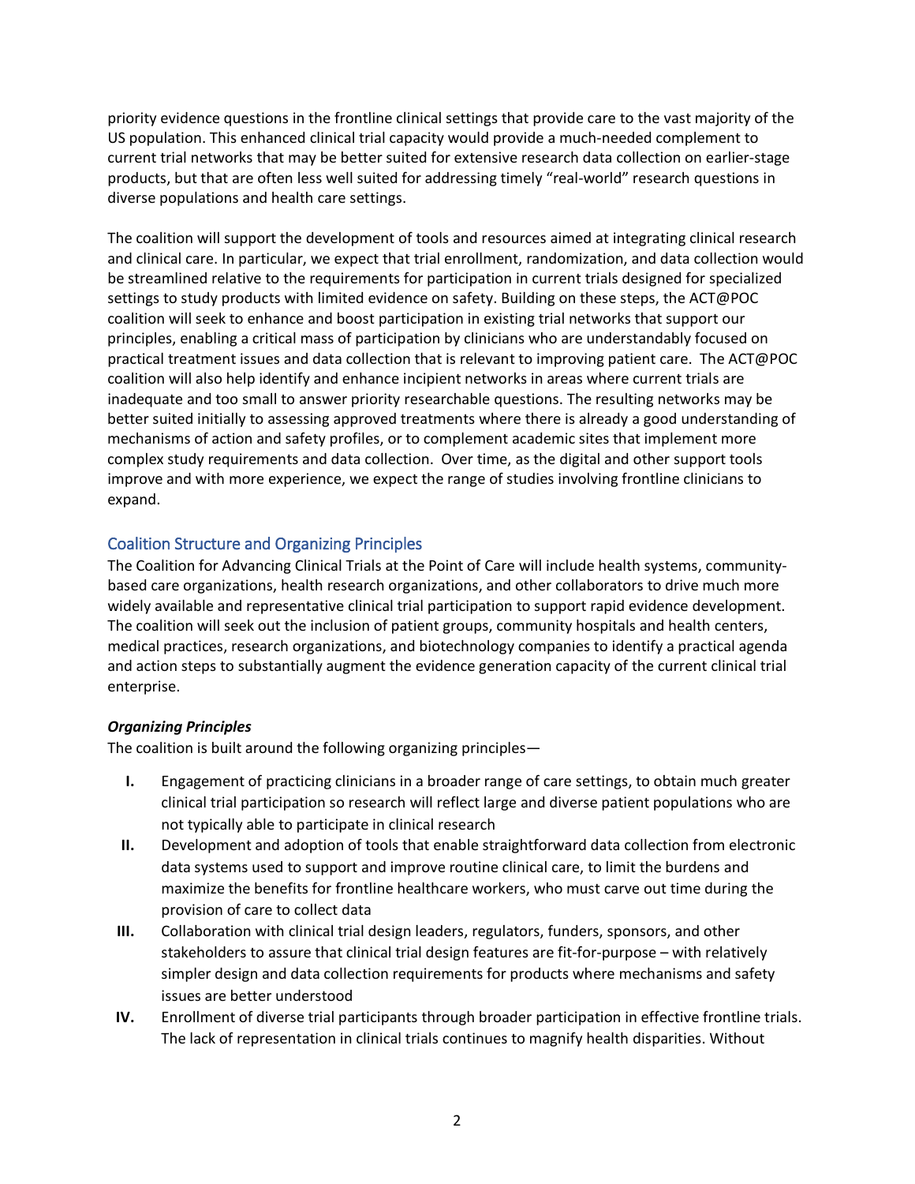priority evidence questions in the frontline clinical settings that provide care to the vast majority of the US population. This enhanced clinical trial capacity would provide a much-needed complement to current trial networks that may be better suited for extensive research data collection on earlier-stage products, but that are often less well suited for addressing timely "real-world" research questions in diverse populations and health care settings.

The coalition will support the development of tools and resources aimed at integrating clinical research and clinical care. In particular, we expect that trial enrollment, randomization, and data collection would be streamlined relative to the requirements for participation in current trials designed for specialized settings to study products with limited evidence on safety. Building on these steps, the ACT@POC coalition will seek to enhance and boost participation in existing trial networks that support our principles, enabling a critical mass of participation by clinicians who are understandably focused on practical treatment issues and data collection that is relevant to improving patient care. The ACT@POC coalition will also help identify and enhance incipient networks in areas where current trials are inadequate and too small to answer priority researchable questions. The resulting networks may be better suited initially to assessing approved treatments where there is already a good understanding of mechanisms of action and safety profiles, or to complement academic sites that implement more complex study requirements and data collection. Over time, as the digital and other support tools improve and with more experience, we expect the range of studies involving frontline clinicians to expand.

## Coalition Structure and Organizing Principles

The Coalition for Advancing Clinical Trials at the Point of Care will include health systems, community-based care organizations, health research organizations, and other collaborators to drive much more widely available and representative clinical trial participation to support rapid evidence development. The coalition will seek out the inclusion of patient groups, community hospitals and health centers, medical practices, research organizations, and biotechnology companies to identify a practical agenda and action steps to substantially augment the evidence generation capacity of the current clinical trial enterprise.

***Organizing Principles***

The coalition is built around the following organizing principles—

I. Engagement of practicing clinicians in a broader range of care settings, to obtain much greater clinical trial participation so research will reflect large and diverse patient populations who are not typically able to participate in clinical research

II. Development and adoption of tools that enable straightforward data collection from electronic data systems used to support and improve routine clinical care, to limit the burdens and maximize the benefits for frontline healthcare workers, who must carve out time during the provision of care to collect data

III. Collaboration with clinical trial design leaders, regulators, funders, sponsors, and other stakeholders to assure that clinical trial design features are fit-for-purpose – with relatively simpler design and data collection requirements for products where mechanisms and safety issues are better understood

IV. Enrollment of diverse trial participants through broader participation in effective frontline trials. The lack of representation in clinical trials continues to magnify health disparities. Without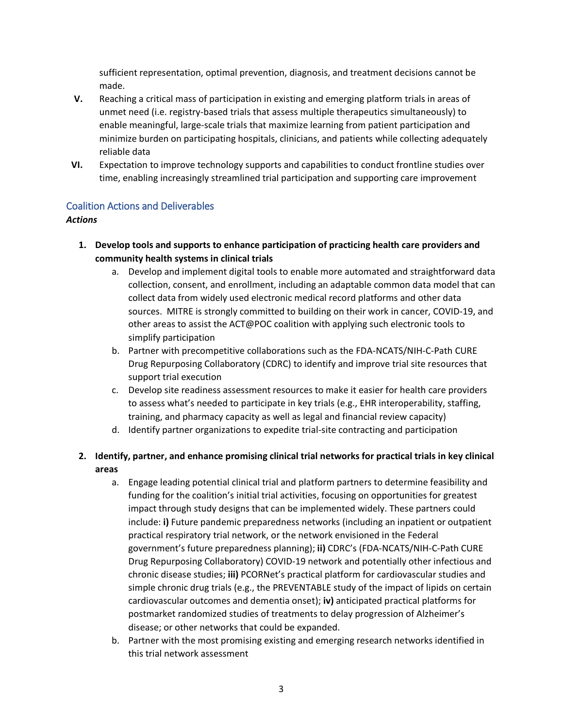sufficient representation, optimal prevention, diagnosis, and treatment decisions cannot be made.

V. Reaching a critical mass of participation in existing and emerging platform trials in areas of unmet need (i.e. registry-based trials that assess multiple therapeutics simultaneously) to enable meaningful, large-scale trials that maximize learning from patient participation and minimize burden on participating hospitals, clinicians, and patients while collecting adequately reliable data

VI. Expectation to improve technology supports and capabilities to conduct frontline studies over time, enabling increasingly streamlined trial participation and supporting care improvement

## Coalition Actions and Deliverables

***Actions***

1. **Develop tools and supports to enhance participation of practicing health care providers and community health systems in clinical trials**
   a. Develop and implement digital tools to enable more automated and straightforward data collection, consent, and enrollment, including an adaptable common data model that can collect data from widely used electronic medical record platforms and other data sources. MITRE is strongly committed to building on their work in cancer, COVID-19, and other areas to assist the ACT@POC coalition with applying such electronic tools to simplify participation
   b. Partner with precompetitive collaborations such as the FDA-NCATS/NIH-C-Path CURE Drug Repurposing Collaboratory (CDRC) to identify and improve trial site resources that support trial execution
   c. Develop site readiness assessment resources to make it easier for health care providers to assess what's needed to participate in key trials (e.g., EHR interoperability, staffing, training, and pharmacy capacity as well as legal and financial review capacity)
   d. Identify partner organizations to expedite trial-site contracting and participation

2. **Identify, partner, and enhance promising clinical trial networks for practical trials in key clinical areas**
   a. Engage leading potential clinical trial and platform partners to determine feasibility and funding for the coalition's initial trial activities, focusing on opportunities for greatest impact through study designs that can be implemented widely. These partners could include: **i)** Future pandemic preparedness networks (including an inpatient or outpatient practical respiratory trial network, or the network envisioned in the Federal government's future preparedness planning); **ii)** CDRC's (FDA-NCATS/NIH-C-Path CURE Drug Repurposing Collaboratory) COVID-19 network and potentially other infectious and chronic disease studies; **iii)** PCORNet's practical platform for cardiovascular studies and simple chronic drug trials (e.g., the PREVENTABLE study of the impact of lipids on certain cardiovascular outcomes and dementia onset); **iv)** anticipated practical platforms for postmarket randomized studies of treatments to delay progression of Alzheimer's disease; or other networks that could be expanded.
   b. Partner with the most promising existing and emerging research networks identified in this trial network assessment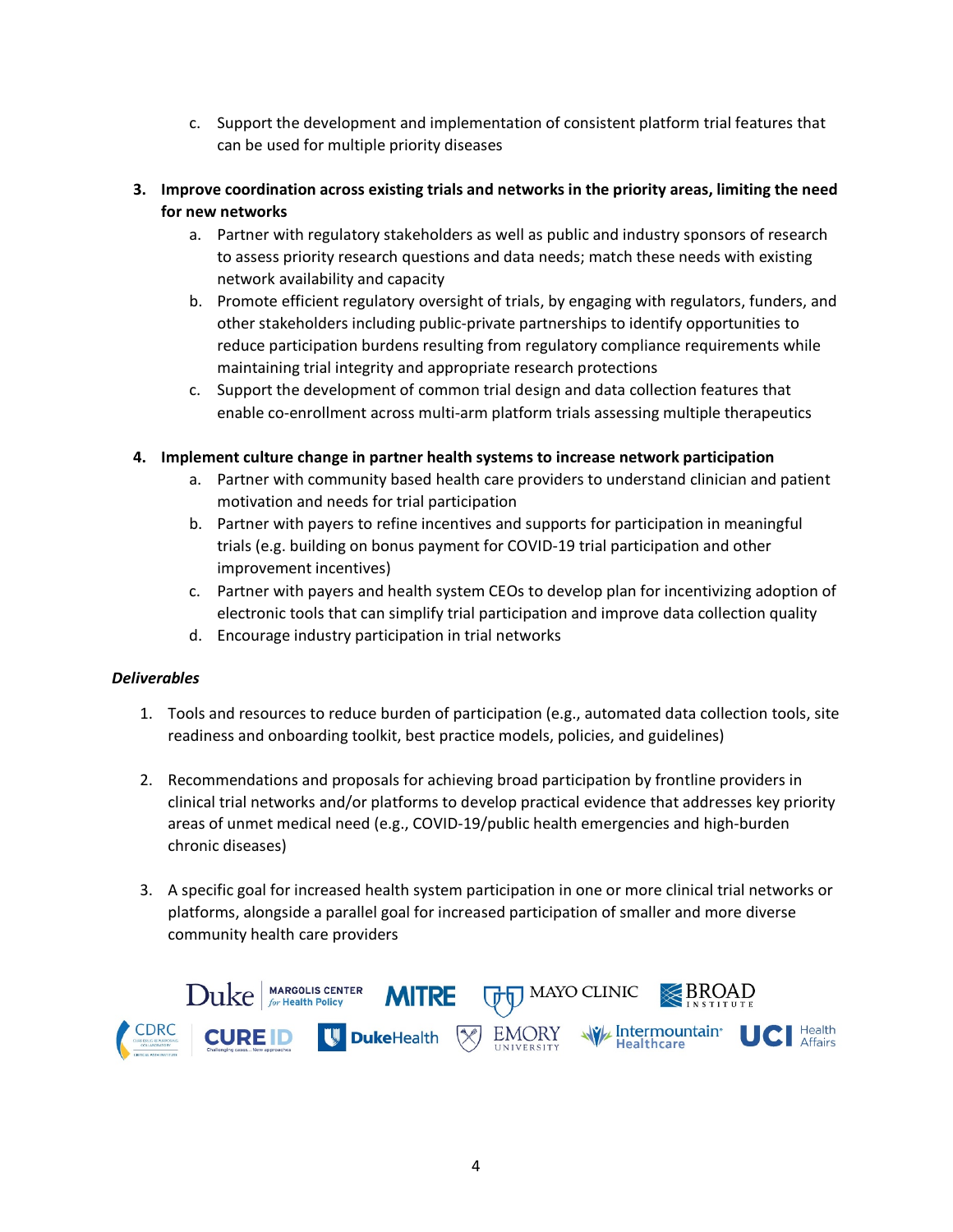c. Support the development and implementation of consistent platform trial features that can be used for multiple priority diseases

3. **Improve coordination across existing trials and networks in the priority areas, limiting the need for new networks**
   a. Partner with regulatory stakeholders as well as public and industry sponsors of research to assess priority research questions and data needs; match these needs with existing network availability and capacity
   b. Promote efficient regulatory oversight of trials, by engaging with regulators, funders, and other stakeholders including public-private partnerships to identify opportunities to reduce participation burdens resulting from regulatory compliance requirements while maintaining trial integrity and appropriate research protections
   c. Support the development of common trial design and data collection features that enable co-enrollment across multi-arm platform trials assessing multiple therapeutics

4. **Implement culture change in partner health systems to increase network participation**
   a. Partner with community based health care providers to understand clinician and patient motivation and needs for trial participation
   b. Partner with payers to refine incentives and supports for participation in meaningful trials (e.g. building on bonus payment for COVID-19 trial participation and other improvement incentives)
   c. Partner with payers and health system CEOs to develop plan for incentivizing adoption of electronic tools that can simplify trial participation and improve data collection quality
   d. Encourage industry participation in trial networks

***Deliverables***

1. Tools and resources to reduce burden of participation (e.g., automated data collection tools, site readiness and onboarding toolkit, best practice models, policies, and guidelines)

2. Recommendations and proposals for achieving broad participation by frontline providers in clinical trial networks and/or platforms to develop practical evidence that addresses key priority areas of unmet medical need (e.g., COVID-19/public health emergencies and high-burden chronic diseases)

3. A specific goal for increased health system participation in one or more clinical trial networks or platforms, alongside a parallel goal for increased participation of smaller and more diverse community health care providers